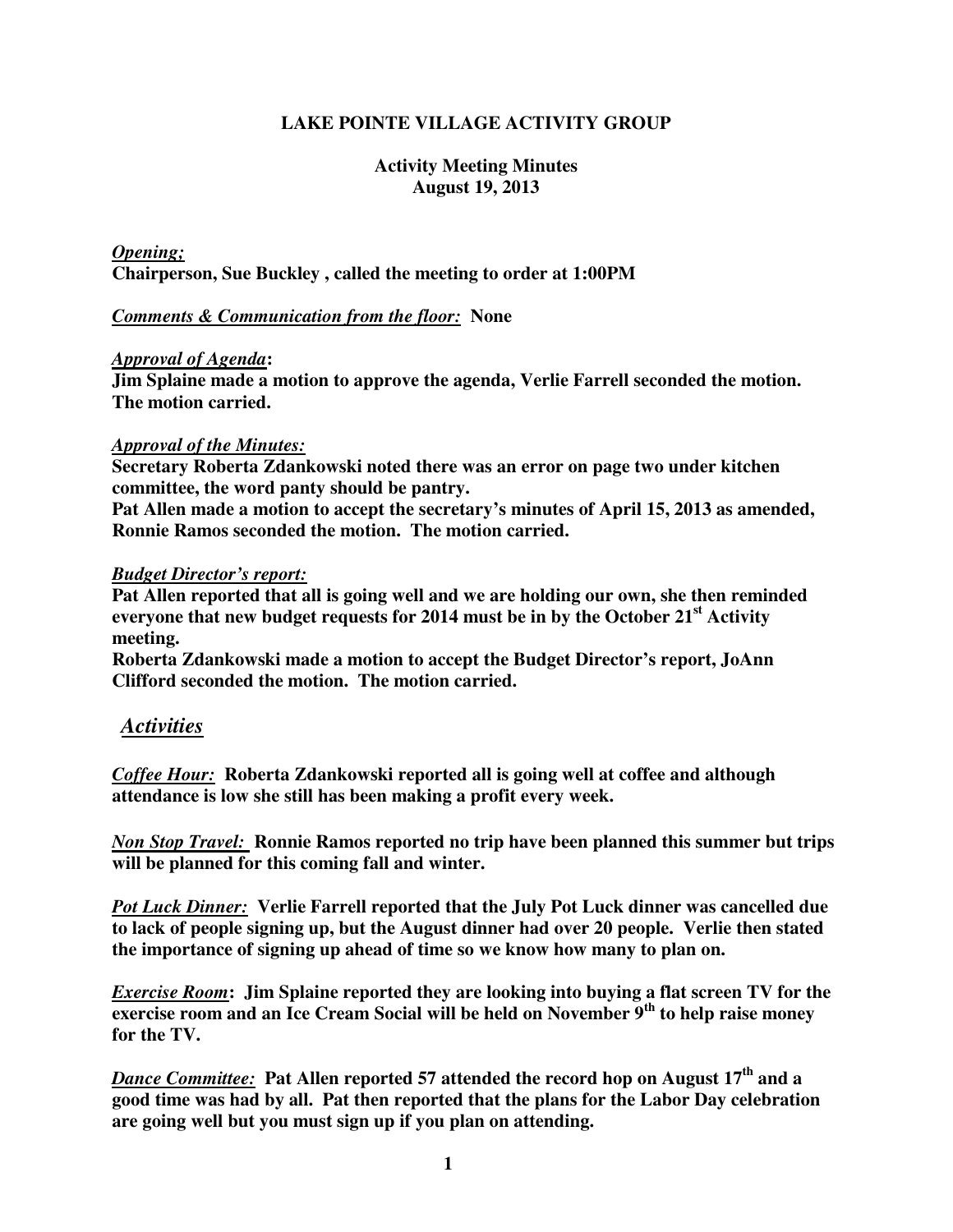**LAKE POINTE VILLAGE ACTIVITY GROUP**

**Activity Meeting Minutes**
**August 19, 2013**

***Opening;***
**Chairperson, Sue Buckley , called the meeting to order at 1:00PM**

***Comments & Communication from the floor:*** **None**

***Approval of Agenda*:**
**Jim Splaine made a motion to approve the agenda, Verlie Farrell seconded the motion. The motion carried.**

***Approval of the Minutes:***
**Secretary Roberta Zdankowski noted there was an error on page two under kitchen committee, the word panty should be pantry.**
**Pat Allen made a motion to accept the secretary's minutes of April 15, 2013 as amended, Ronnie Ramos seconded the motion. The motion carried.**

***Budget Director's report:***
**Pat Allen reported that all is going well and we are holding our own, she then reminded everyone that new budget requests for 2014 must be in by the October 21st Activity meeting.**
**Roberta Zdankowski made a motion to accept the Budget Director's report, JoAnn Clifford seconded the motion. The motion carried.**

## *Activities*

***Coffee Hour:*** **Roberta Zdankowski reported all is going well at coffee and although attendance is low she still has been making a profit every week.**

***Non Stop Travel:*** **Ronnie Ramos reported no trip have been planned this summer but trips will be planned for this coming fall and winter.**

***Pot Luck Dinner:*** **Verlie Farrell reported that the July Pot Luck dinner was cancelled due to lack of people signing up, but the August dinner had over 20 people. Verlie then stated the importance of signing up ahead of time so we know how many to plan on.**

***Exercise Room*:** **Jim Splaine reported they are looking into buying a flat screen TV for the exercise room and an Ice Cream Social will be held on November 9th to help raise money for the TV.**

***Dance Committee:*** **Pat Allen reported 57 attended the record hop on August 17th and a good time was had by all. Pat then reported that the plans for the Labor Day celebration are going well but you must sign up if you plan on attending.**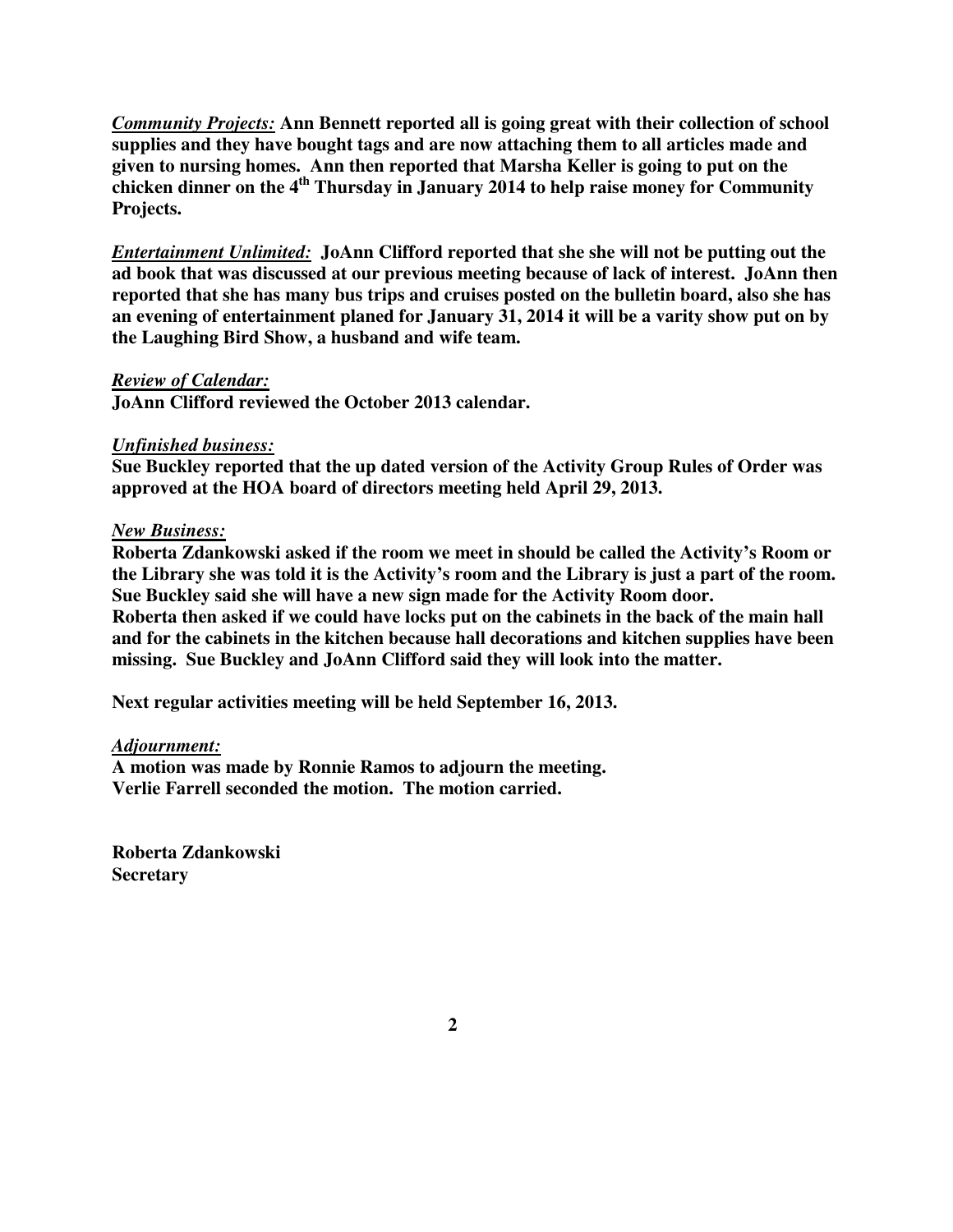***Community Projects:*** **Ann Bennett reported all is going great with their collection of school supplies and they have bought tags and are now attaching them to all articles made and given to nursing homes. Ann then reported that Marsha Keller is going to put on the chicken dinner on the 4th Thursday in January 2014 to help raise money for Community Projects.**

***Entertainment Unlimited:*** **JoAnn Clifford reported that she she will not be putting out the ad book that was discussed at our previous meeting because of lack of interest. JoAnn then reported that she has many bus trips and cruises posted on the bulletin board, also she has an evening of entertainment planed for January 31, 2014 it will be a varity show put on by the Laughing Bird Show, a husband and wife team.**

***Review of Calendar:***

**JoAnn Clifford reviewed the October 2013 calendar.**

***Unfinished business:***

**Sue Buckley reported that the up dated version of the Activity Group Rules of Order was approved at the HOA board of directors meeting held April 29, 2013.**

***New Business:***

**Roberta Zdankowski asked if the room we meet in should be called the Activity's Room or the Library she was told it is the Activity's room and the Library is just a part of the room. Sue Buckley said she will have a new sign made for the Activity Room door.**
**Roberta then asked if we could have locks put on the cabinets in the back of the main hall and for the cabinets in the kitchen because hall decorations and kitchen supplies have been missing. Sue Buckley and JoAnn Clifford said they will look into the matter.**

**Next regular activities meeting will be held September 16, 2013.**

***Adjournment:***

**A motion was made by Ronnie Ramos to adjourn the meeting.**
**Verlie Farrell seconded the motion. The motion carried.**

**Roberta Zdankowski**
**Secretary**